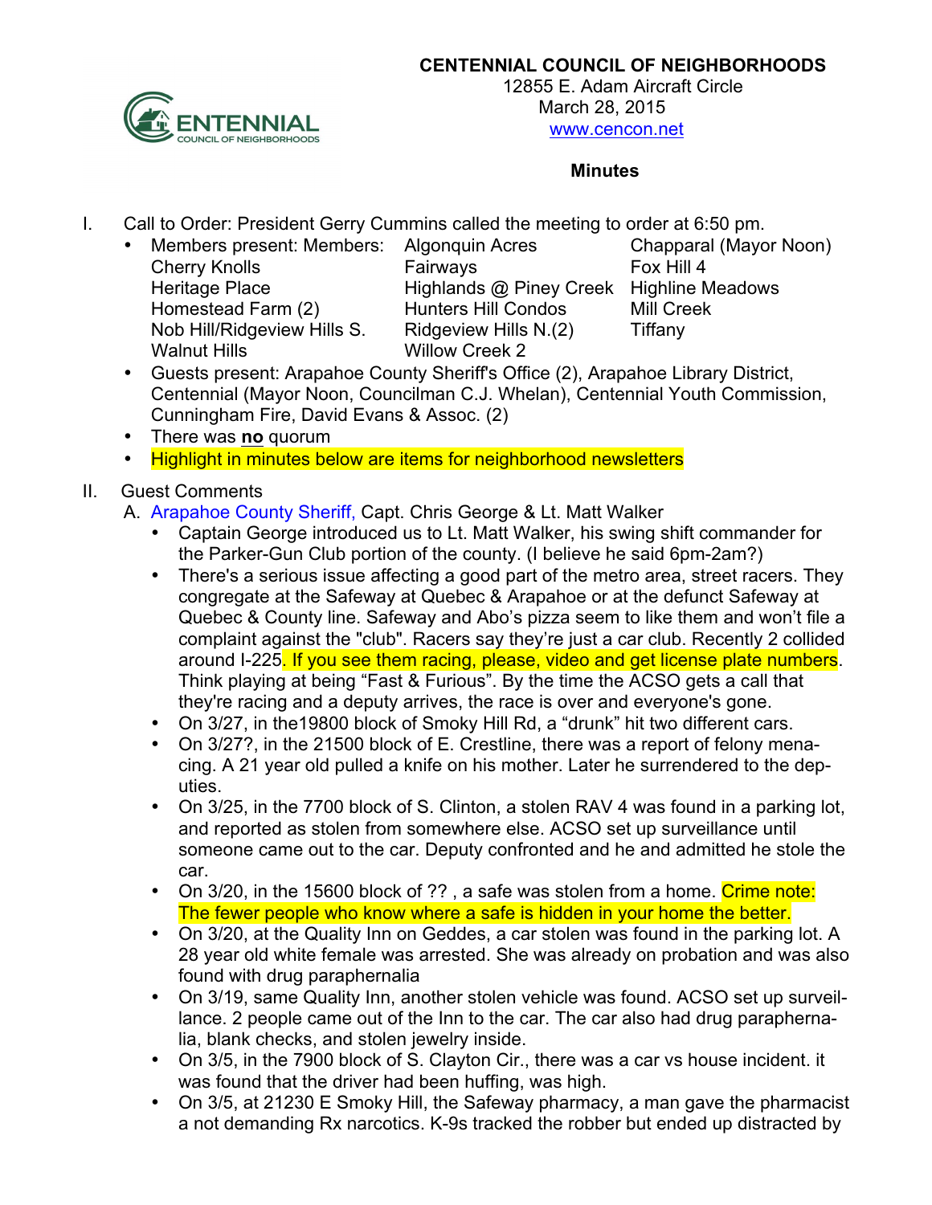**CENTENNIAL COUNCIL OF NEIGHBORHOODS**

12855 E. Adam Aircraft Circle

March 28, 2015

www.cencon.net

**Minutes**

I. Call to Order: President Gerry Cummins called the meeting to order at 6:50 pm.

- Members present: Members:

| | | |
|---|---|---|
| | Algonquin Acres | Chapparal (Mayor Noon) |
| Cherry Knolls | Fairways | Fox Hill 4 |
| Heritage Place | Highlands @ Piney Creek | Highline Meadows |
| Homestead Farm (2) | Hunters Hill Condos | Mill Creek |
| Nob Hill/Ridgeview Hills S. | Ridgeview Hills N.(2) | Tiffany |
| Walnut Hills | Willow Creek 2 | |

- Guests present: Arapahoe County Sheriff's Office (2), Arapahoe Library District, Centennial (Mayor Noon, Councilman C.J. Whelan), Centennial Youth Commission, Cunningham Fire, David Evans & Assoc. (2)
- There was **no** quorum
- Highlight in minutes below are items for neighborhood newsletters

II. Guest Comments

A. Arapahoe County Sheriff, Capt. Chris George & Lt. Matt Walker

- Captain George introduced us to Lt. Matt Walker, his swing shift commander for the Parker-Gun Club portion of the county. (I believe he said 6pm-2am?)
- There's a serious issue affecting a good part of the metro area, street racers. They congregate at the Safeway at Quebec & Arapahoe or at the defunct Safeway at Quebec & County line. Safeway and Abo's pizza seem to like them and won't file a complaint against the "club". Racers say they're just a car club. Recently 2 collided around I-225. If you see them racing, please, video and get license plate numbers. Think playing at being "Fast & Furious". By the time the ACSO gets a call that they're racing and a deputy arrives, the race is over and everyone's gone.
- On 3/27, in the19800 block of Smoky Hill Rd, a "drunk" hit two different cars.
- On 3/27?, in the 21500 block of E. Crestline, there was a report of felony menacing. A 21 year old pulled a knife on his mother. Later he surrendered to the deputies.
- On 3/25, in the 7700 block of S. Clinton, a stolen RAV 4 was found in a parking lot, and reported as stolen from somewhere else. ACSO set up surveillance until someone came out to the car. Deputy confronted and he and admitted he stole the car.
- On 3/20, in the 15600 block of ?? , a safe was stolen from a home. Crime note: The fewer people who know where a safe is hidden in your home the better.
- On 3/20, at the Quality Inn on Geddes, a car stolen was found in the parking lot. A 28 year old white female was arrested. She was already on probation and was also found with drug paraphernalia
- On 3/19, same Quality Inn, another stolen vehicle was found. ACSO set up surveillance. 2 people came out of the Inn to the car. The car also had drug paraphernalia, blank checks, and stolen jewelry inside.
- On 3/5, in the 7900 block of S. Clayton Cir., there was a car vs house incident. it was found that the driver had been huffing, was high.
- On 3/5, at 21230 E Smoky Hill, the Safeway pharmacy, a man gave the pharmacist a not demanding Rx narcotics. K-9s tracked the robber but ended up distracted by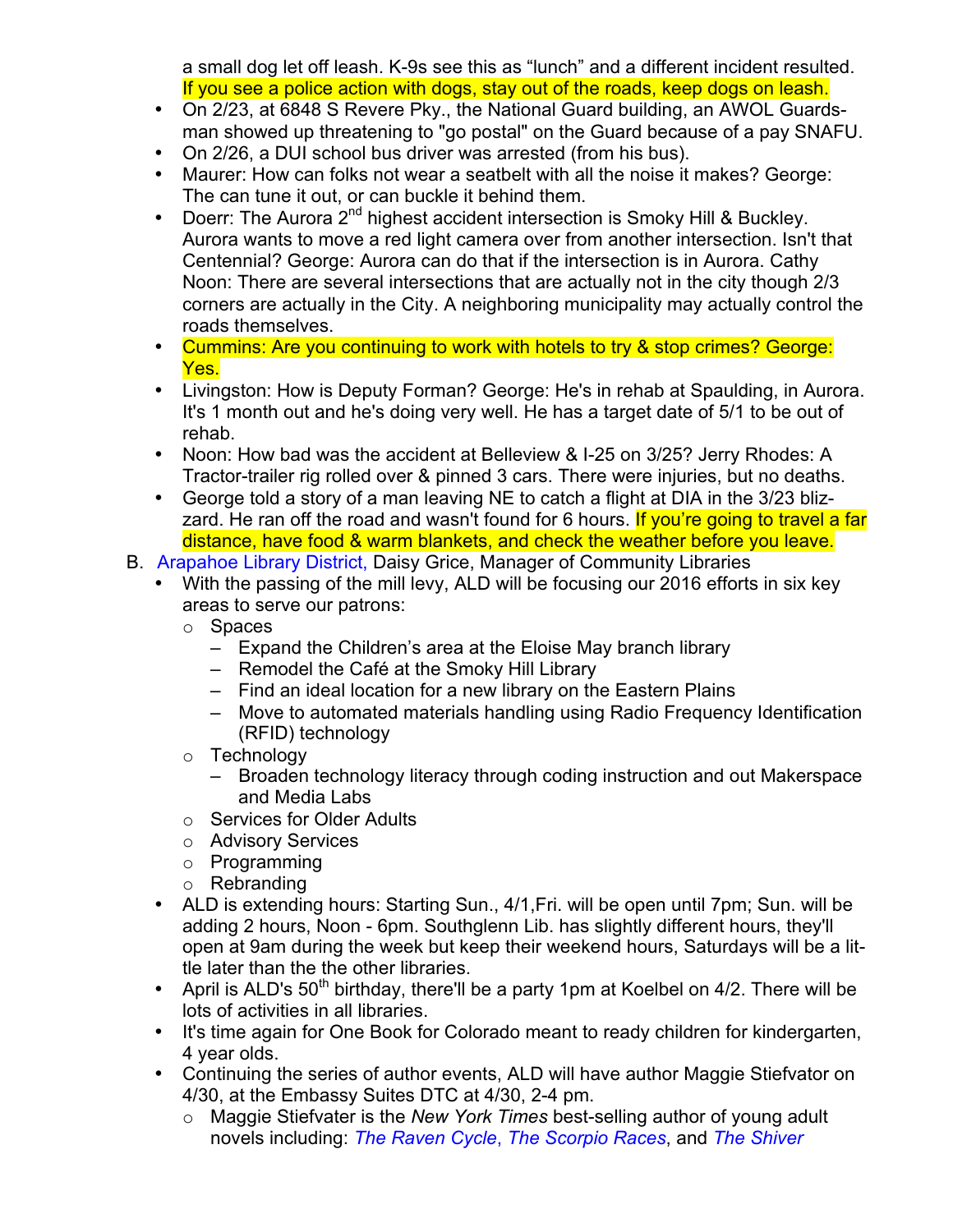a small dog let off leash. K-9s see this as “lunch” and a different incident resulted. If you see a police action with dogs, stay out of the roads, keep dogs on leash.

- On 2/23, at 6848 S Revere Pky., the National Guard building, an AWOL Guardsman showed up threatening to "go postal" on the Guard because of a pay SNAFU.
- On 2/26, a DUI school bus driver was arrested (from his bus).
- Maurer: How can folks not wear a seatbelt with all the noise it makes? George: The can tune it out, or can buckle it behind them.
- Doerr: The Aurora 2nd highest accident intersection is Smoky Hill & Buckley. Aurora wants to move a red light camera over from another intersection. Isn't that Centennial? George: Aurora can do that if the intersection is in Aurora. Cathy Noon: There are several intersections that are actually not in the city though 2/3 corners are actually in the City. A neighboring municipality may actually control the roads themselves.
- Cummins: Are you continuing to work with hotels to try & stop crimes? George: Yes.
- Livingston: How is Deputy Forman? George: He's in rehab at Spaulding, in Aurora. It's 1 month out and he's doing very well. He has a target date of 5/1 to be out of rehab.
- Noon: How bad was the accident at Belleview & I-25 on 3/25? Jerry Rhodes: A Tractor-trailer rig rolled over & pinned 3 cars. There were injuries, but no deaths.
- George told a story of a man leaving NE to catch a flight at DIA in the 3/23 blizzard. He ran off the road and wasn't found for 6 hours. If you’re going to travel a far distance, have food & warm blankets, and check the weather before you leave.

B. Arapahoe Library District, Daisy Grice, Manager of Community Libraries

- With the passing of the mill levy, ALD will be focusing our 2016 efforts in six key areas to serve our patrons:
  - Spaces
    - Expand the Children’s area at the Eloise May branch library
    - Remodel the Café at the Smoky Hill Library
    - Find an ideal location for a new library on the Eastern Plains
    - Move to automated materials handling using Radio Frequency Identification (RFID) technology
  - Technology
    - Broaden technology literacy through coding instruction and out Makerspace and Media Labs
  - Services for Older Adults
  - Advisory Services
  - Programming
  - Rebranding
- ALD is extending hours: Starting Sun., 4/1,Fri. will be open until 7pm; Sun. will be adding 2 hours, Noon - 6pm. Southglenn Lib. has slightly different hours, they'll open at 9am during the week but keep their weekend hours, Saturdays will be a little later than the the other libraries.
- April is ALD's 50th birthday, there'll be a party 1pm at Koelbel on 4/2. There will be lots of activities in all libraries.
- It's time again for One Book for Colorado meant to ready children for kindergarten, 4 year olds.
- Continuing the series of author events, ALD will have author Maggie Stiefvator on 4/30, at the Embassy Suites DTC at 4/30, 2-4 pm.
  - Maggie Stiefvater is the *New York Times* best-selling author of young adult novels including: *The Raven Cycle*, *The Scorpio Races*, and *The Shiver*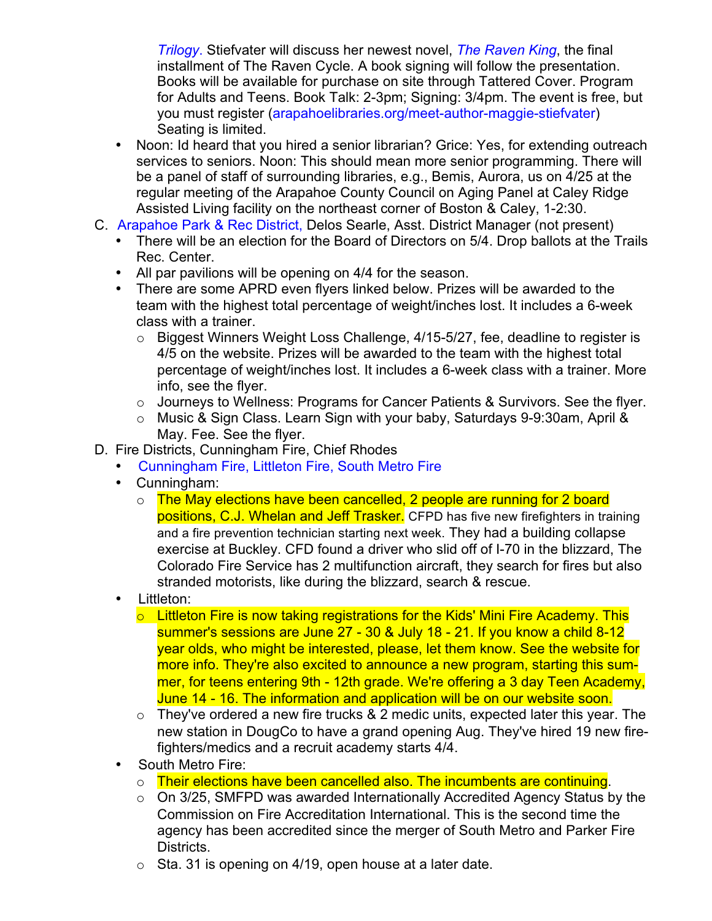*Trilogy*. Stiefvater will discuss her newest novel, *The Raven King*, the final installment of The Raven Cycle. A book signing will follow the presentation. Books will be available for purchase on site through Tattered Cover. Program for Adults and Teens. Book Talk: 2-3pm; Signing: 3/4pm. The event is free, but you must register (arapahoelibraries.org/meet-author-maggie-stiefvater) Seating is limited.

- Noon: Id heard that you hired a senior librarian? Grice: Yes, for extending outreach services to seniors. Noon: This should mean more senior programming. There will be a panel of staff of surrounding libraries, e.g., Bemis, Aurora, us on 4/25 at the regular meeting of the Arapahoe County Council on Aging Panel at Caley Ridge Assisted Living facility on the northeast corner of Boston & Caley, 1-2:30.

C. Arapahoe Park & Rec District, Delos Searle, Asst. District Manager (not present)
- There will be an election for the Board of Directors on 5/4. Drop ballots at the Trails Rec. Center.
- All par pavilions will be opening on 4/4 for the season.
- There are some APRD even flyers linked below. Prizes will be awarded to the team with the highest total percentage of weight/inches lost. It includes a 6-week class with a trainer.
  - Biggest Winners Weight Loss Challenge, 4/15-5/27, fee, deadline to register is 4/5 on the website. Prizes will be awarded to the team with the highest total percentage of weight/inches lost. It includes a 6-week class with a trainer. More info, see the flyer.
  - Journeys to Wellness: Programs for Cancer Patients & Survivors. See the flyer.
  - Music & Sign Class. Learn Sign with your baby, Saturdays 9-9:30am, April & May. Fee. See the flyer.

D. Fire Districts, Cunningham Fire, Chief Rhodes
- Cunningham Fire, Littleton Fire, South Metro Fire
- Cunningham:
  - The May elections have been cancelled, 2 people are running for 2 board positions, C.J. Whelan and Jeff Trasker. CFPD has five new firefighters in training and a fire prevention technician starting next week. They had a building collapse exercise at Buckley. CFD found a driver who slid off of I-70 in the blizzard, The Colorado Fire Service has 2 multifunction aircraft, they search for fires but also stranded motorists, like during the blizzard, search & rescue.
- Littleton:
  - Littleton Fire is now taking registrations for the Kids' Mini Fire Academy. This summer's sessions are June 27 - 30 & July 18 - 21. If you know a child 8-12 year olds, who might be interested, please, let them know. See the website for more info. They're also excited to announce a new program, starting this summer, for teens entering 9th - 12th grade. We're offering a 3 day Teen Academy, June 14 - 16. The information and application will be on our website soon.
  - They've ordered a new fire trucks & 2 medic units, expected later this year. The new station in DougCo to have a grand opening Aug. They've hired 19 new firefighters/medics and a recruit academy starts 4/4.
- South Metro Fire:
  - Their elections have been cancelled also. The incumbents are continuing.
  - On 3/25, SMFPD was awarded Internationally Accredited Agency Status by the Commission on Fire Accreditation International. This is the second time the agency has been accredited since the merger of South Metro and Parker Fire Districts.
  - Sta. 31 is opening on 4/19, open house at a later date.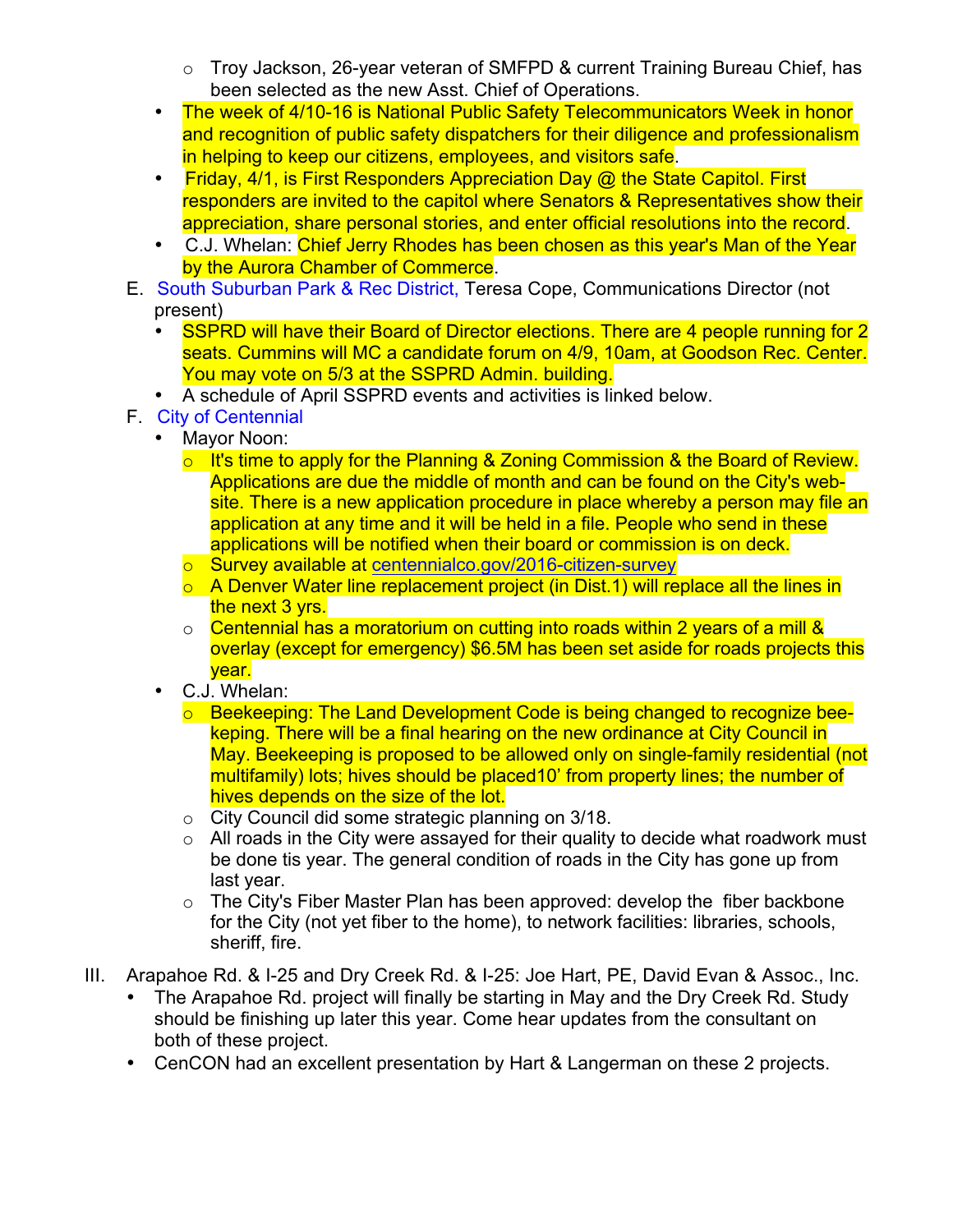- Troy Jackson, 26-year veteran of SMFPD & current Training Bureau Chief, has been selected as the new Asst. Chief of Operations.
- The week of 4/10-16 is National Public Safety Telecommunicators Week in honor and recognition of public safety dispatchers for their diligence and professionalism in helping to keep our citizens, employees, and visitors safe.
- Friday, 4/1, is First Responders Appreciation Day @ the State Capitol. First responders are invited to the capitol where Senators & Representatives show their appreciation, share personal stories, and enter official resolutions into the record.
- C.J. Whelan: Chief Jerry Rhodes has been chosen as this year's Man of the Year by the Aurora Chamber of Commerce.

E. South Suburban Park & Rec District, Teresa Cope, Communications Director (not present)

- SSPRD will have their Board of Director elections. There are 4 people running for 2 seats. Cummins will MC a candidate forum on 4/9, 10am, at Goodson Rec. Center. You may vote on 5/3 at the SSPRD Admin. building.
- A schedule of April SSPRD events and activities is linked below.

F. City of Centennial

- Mayor Noon:
  - It's time to apply for the Planning & Zoning Commission & the Board of Review. Applications are due the middle of month and can be found on the City's web-site. There is a new application procedure in place whereby a person may file an application at any time and it will be held in a file. People who send in these applications will be notified when their board or commission is on deck.
  - Survey available at centennialco.gov/2016-citizen-survey
  - A Denver Water line replacement project (in Dist.1) will replace all the lines in the next 3 yrs.
  - Centennial has a moratorium on cutting into roads within 2 years of a mill & overlay (except for emergency) $6.5M has been set aside for roads projects this year.
- C.J. Whelan:
  - Beekeeping: The Land Development Code is being changed to recognize bee-keeping. There will be a final hearing on the new ordinance at City Council in May. Beekeeping is proposed to be allowed only on single-family residential (not multifamily) lots; hives should be placed10' from property lines; the number of hives depends on the size of the lot.
  - City Council did some strategic planning on 3/18.
  - All roads in the City were assayed for their quality to decide what roadwork must be done tis year. The general condition of roads in the City has gone up from last year.
  - The City's Fiber Master Plan has been approved: develop the fiber backbone for the City (not yet fiber to the home), to network facilities: libraries, schools, sheriff, fire.

III. Arapahoe Rd. & I-25 and Dry Creek Rd. & I-25: Joe Hart, PE, David Evan & Assoc., Inc.

- The Arapahoe Rd. project will finally be starting in May and the Dry Creek Rd. Study should be finishing up later this year. Come hear updates from the consultant on both of these project.
- CenCON had an excellent presentation by Hart & Langerman on these 2 projects.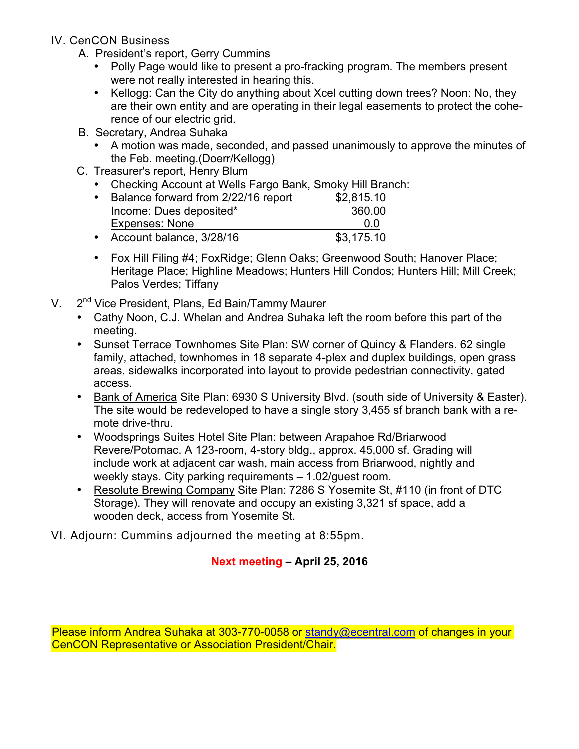IV. CenCON Business

A. President's report, Gerry Cummins

- Polly Page would like to present a pro-fracking program. The members present were not really interested in hearing this.
- Kellogg: Can the City do anything about Xcel cutting down trees? Noon: No, they are their own entity and are operating in their legal easements to protect the coherence of our electric grid.

B. Secretary, Andrea Suhaka

- A motion was made, seconded, and passed unanimously to approve the minutes of the Feb. meeting.(Doerr/Kellogg)

C. Treasurer's report, Henry Blum

- Checking Account at Wells Fargo Bank, Smoky Hill Branch:
- Balance forward from 2/22/16 report $2,815.10
  Income: Dues deposited* 360.00
  Expenses: None 0.0
- Account balance, 3/28/16 $3,175.10

- Fox Hill Filing #4; FoxRidge; Glenn Oaks; Greenwood South; Hanover Place; Heritage Place; Highline Meadows; Hunters Hill Condos; Hunters Hill; Mill Creek; Palos Verdes; Tiffany

V. 2nd Vice President, Plans, Ed Bain/Tammy Maurer

- Cathy Noon, C.J. Whelan and Andrea Suhaka left the room before this part of the meeting.
- Sunset Terrace Townhomes Site Plan: SW corner of Quincy & Flanders. 62 single family, attached, townhomes in 18 separate 4-plex and duplex buildings, open grass areas, sidewalks incorporated into layout to provide pedestrian connectivity, gated access.
- Bank of America Site Plan: 6930 S University Blvd. (south side of University & Easter). The site would be redeveloped to have a single story 3,455 sf branch bank with a remote drive-thru.
- Woodsprings Suites Hotel Site Plan: between Arapahoe Rd/Briarwood Revere/Potomac. A 123-room, 4-story bldg., approx. 45,000 sf. Grading will include work at adjacent car wash, main access from Briarwood, nightly and weekly stays. City parking requirements – 1.02/guest room.
- Resolute Brewing Company Site Plan: 7286 S Yosemite St, #110 (in front of DTC Storage). They will renovate and occupy an existing 3,321 sf space, add a wooden deck, access from Yosemite St.

VI. Adjourn: Cummins adjourned the meeting at 8:55pm.

**Next meeting – April 25, 2016**

Please inform Andrea Suhaka at 303-770-0058 or standy@ecentral.com of changes in your CenCON Representative or Association President/Chair.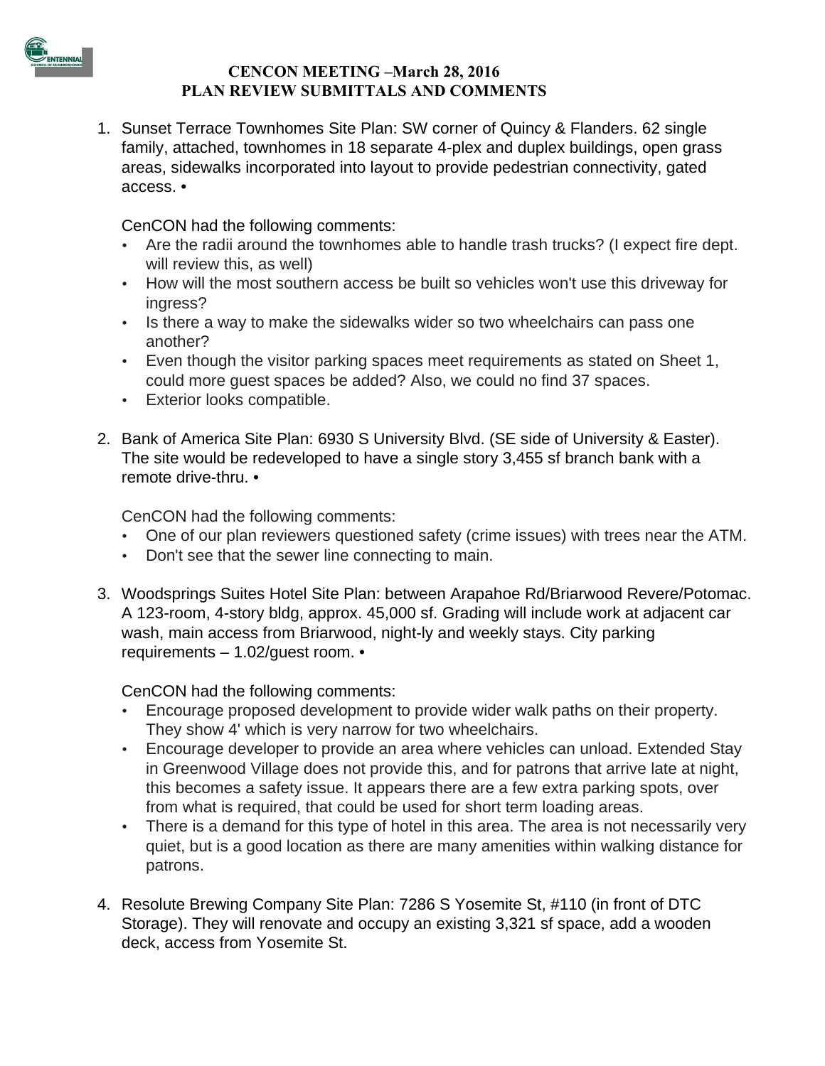# CENCON MEETING –March 28, 2016
## PLAN REVIEW SUBMITTALS AND COMMENTS

1. Sunset Terrace Townhomes Site Plan: SW corner of Quincy & Flanders. 62 single family, attached, townhomes in 18 separate 4-plex and duplex buildings, open grass areas, sidewalks incorporated into layout to provide pedestrian connectivity, gated access. •

   CenCON had the following comments:
   - Are the radii around the townhomes able to handle trash trucks? (I expect fire dept. will review this, as well)
   - How will the most southern access be built so vehicles won't use this driveway for ingress?
   - Is there a way to make the sidewalks wider so two wheelchairs can pass one another?
   - Even though the visitor parking spaces meet requirements as stated on Sheet 1, could more guest spaces be added? Also, we could no find 37 spaces.
   - Exterior looks compatible.

2. Bank of America Site Plan: 6930 S University Blvd. (SE side of University & Easter). The site would be redeveloped to have a single story 3,455 sf branch bank with a remote drive-thru. •

   CenCON had the following comments:
   - One of our plan reviewers questioned safety (crime issues) with trees near the ATM.
   - Don't see that the sewer line connecting to main.

3. Woodsprings Suites Hotel Site Plan: between Arapahoe Rd/Briarwood Revere/Potomac. A 123-room, 4-story bldg, approx. 45,000 sf. Grading will include work at adjacent car wash, main access from Briarwood, night-ly and weekly stays. City parking requirements – 1.02/guest room. •

   CenCON had the following comments:
   - Encourage proposed development to provide wider walk paths on their property. They show 4' which is very narrow for two wheelchairs.
   - Encourage developer to provide an area where vehicles can unload. Extended Stay in Greenwood Village does not provide this, and for patrons that arrive late at night, this becomes a safety issue. It appears there are a few extra parking spots, over from what is required, that could be used for short term loading areas.
   - There is a demand for this type of hotel in this area. The area is not necessarily very quiet, but is a good location as there are many amenities within walking distance for patrons.

4. Resolute Brewing Company Site Plan: 7286 S Yosemite St, #110 (in front of DTC Storage). They will renovate and occupy an existing 3,321 sf space, add a wooden deck, access from Yosemite St.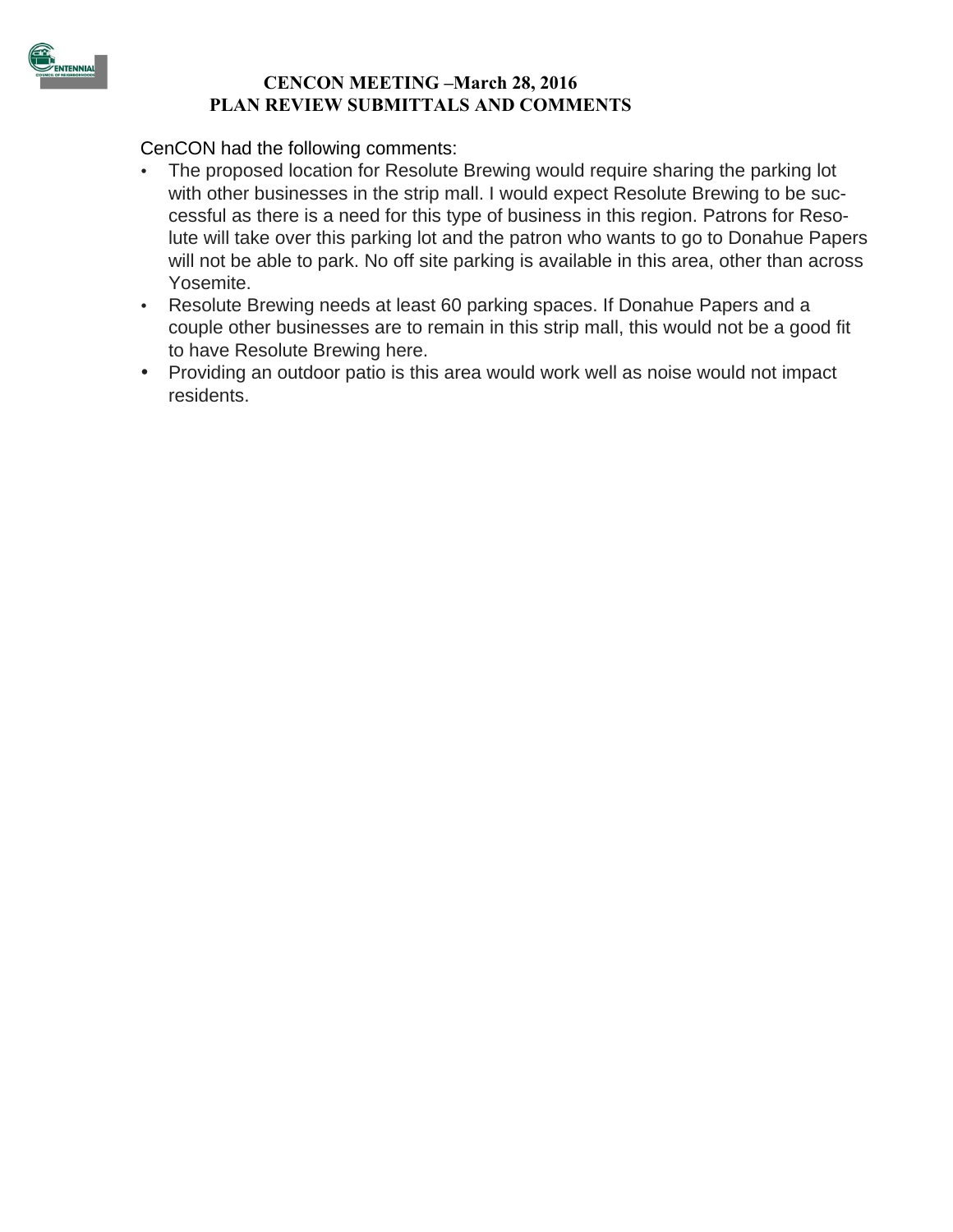**CENCON MEETING –March 28, 2016**
**PLAN REVIEW SUBMITTALS AND COMMENTS**

CenCON had the following comments:

- The proposed location for Resolute Brewing would require sharing the parking lot with other businesses in the strip mall. I would expect Resolute Brewing to be successful as there is a need for this type of business in this region. Patrons for Resolute will take over this parking lot and the patron who wants to go to Donahue Papers will not be able to park. No off site parking is available in this area, other than across Yosemite.
- Resolute Brewing needs at least 60 parking spaces. If Donahue Papers and a couple other businesses are to remain in this strip mall, this would not be a good fit to have Resolute Brewing here.
- Providing an outdoor patio is this area would work well as noise would not impact residents.